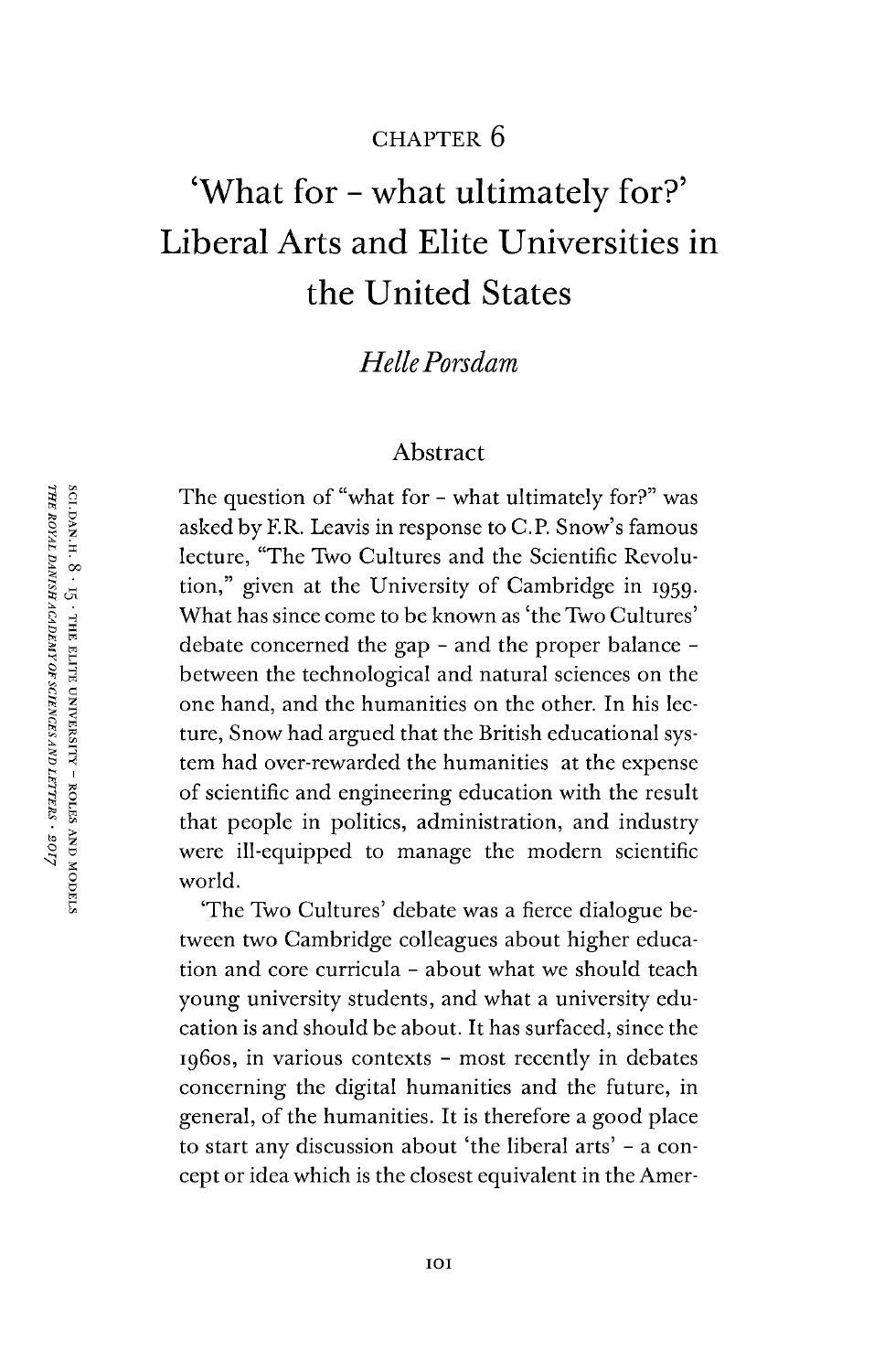CHAPTER 6

# 'What for – what ultimately for?' Liberal Arts and Elite Universities in the United States

*Helle Porsdam*

## Abstract

The question of "what for – what ultimately for?" was asked by F.R. Leavis in response to C.P. Snow's famous lecture, "The Two Cultures and the Scientific Revolution," given at the University of Cambridge in 1959. What has since come to be known as 'the Two Cultures' debate concerned the gap – and the proper balance – between the technological and natural sciences on the one hand, and the humanities on the other. In his lecture, Snow had argued that the British educational system had over-rewarded the humanities at the expense of scientific and engineering education with the result that people in politics, administration, and industry were ill-equipped to manage the modern scientific world.

'The Two Cultures' debate was a fierce dialogue between two Cambridge colleagues about higher education and core curricula – about what we should teach young university students, and what a university education is and should be about. It has surfaced, since the 1960s, in various contexts – most recently in debates concerning the digital humanities and the future, in general, of the humanities. It is therefore a good place to start any discussion about 'the liberal arts' – a concept or idea which is the closest equivalent in the Amer-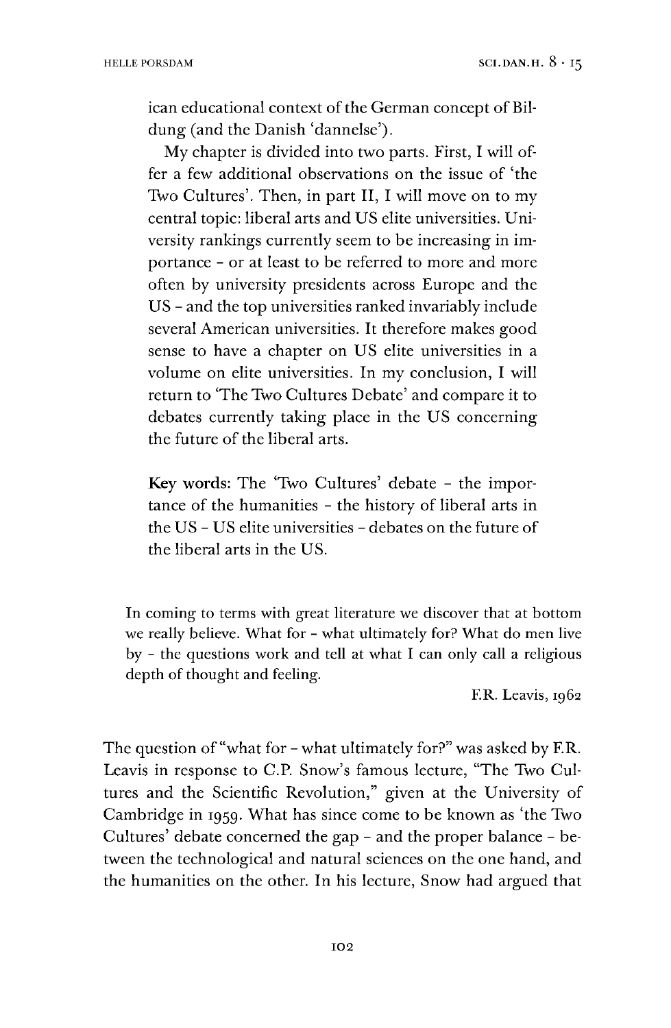ican educational context of the German concept of Bildung (and the Danish 'dannelse').

My chapter is divided into two parts. First, I will offer a few additional observations on the issue of 'the Two Cultures'. Then, in part II, I will move on to my central topic: liberal arts and US elite universities. University rankings currently seem to be increasing in importance – or at least to be referred to more and more often by university presidents across Europe and the US – and the top universities ranked invariably include several American universities. It therefore makes good sense to have a chapter on US elite universities in a volume on elite universities. In my conclusion, I will return to 'The Two Cultures Debate' and compare it to debates currently taking place in the US concerning the future of the liberal arts.

**Key words:** The 'Two Cultures' debate – the importance of the humanities – the history of liberal arts in the US – US elite universities – debates on the future of the liberal arts in the US.

> In coming to terms with great literature we discover that at bottom we really believe. What for – what ultimately for? What do men live by – the questions work and tell at what I can only call a religious depth of thought and feeling.
>
> F.R. Leavis, 1962

The question of "what for – what ultimately for?" was asked by F.R. Leavis in response to C.P. Snow's famous lecture, "The Two Cultures and the Scientific Revolution," given at the University of Cambridge in 1959. What has since come to be known as 'the Two Cultures' debate concerned the gap – and the proper balance – between the technological and natural sciences on the one hand, and the humanities on the other. In his lecture, Snow had argued that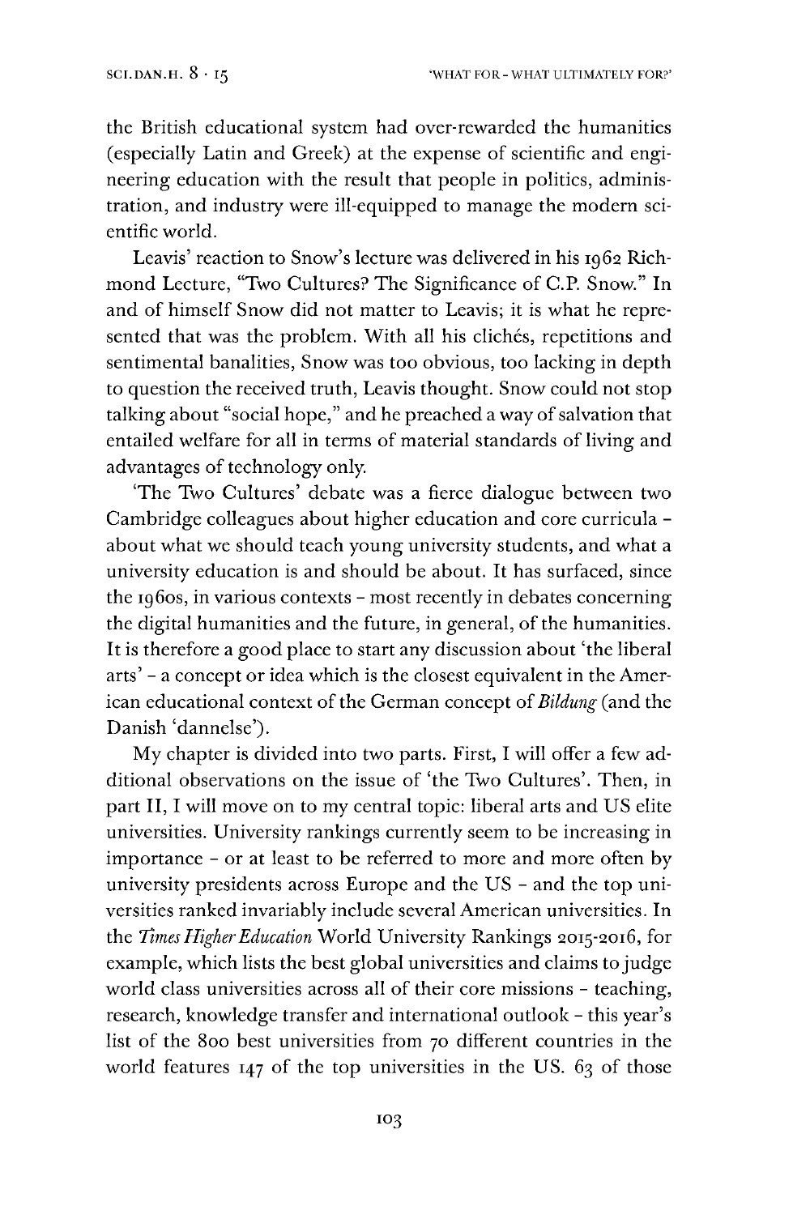the British educational system had over-rewarded the humanities (especially Latin and Greek) at the expense of scientific and engineering education with the result that people in politics, administration, and industry were ill-equipped to manage the modern scientific world.

Leavis' reaction to Snow's lecture was delivered in his 1962 Richmond Lecture, "Two Cultures? The Significance of C.P. Snow." In and of himself Snow did not matter to Leavis; it is what he represented that was the problem. With all his clichés, repetitions and sentimental banalities, Snow was too obvious, too lacking in depth to question the received truth, Leavis thought. Snow could not stop talking about "social hope," and he preached a way of salvation that entailed welfare for all in terms of material standards of living and advantages of technology only.

'The Two Cultures' debate was a fierce dialogue between two Cambridge colleagues about higher education and core curricula – about what we should teach young university students, and what a university education is and should be about. It has surfaced, since the 1960s, in various contexts – most recently in debates concerning the digital humanities and the future, in general, of the humanities. It is therefore a good place to start any discussion about 'the liberal arts' – a concept or idea which is the closest equivalent in the American educational context of the German concept of *Bildung* (and the Danish 'dannelse').

My chapter is divided into two parts. First, I will offer a few additional observations on the issue of 'the Two Cultures'. Then, in part II, I will move on to my central topic: liberal arts and US elite universities. University rankings currently seem to be increasing in importance – or at least to be referred to more and more often by university presidents across Europe and the US – and the top universities ranked invariably include several American universities. In the *Times Higher Education* World University Rankings 2015-2016, for example, which lists the best global universities and claims to judge world class universities across all of their core missions – teaching, research, knowledge transfer and international outlook – this year's list of the 800 best universities from 70 different countries in the world features 147 of the top universities in the US. 63 of those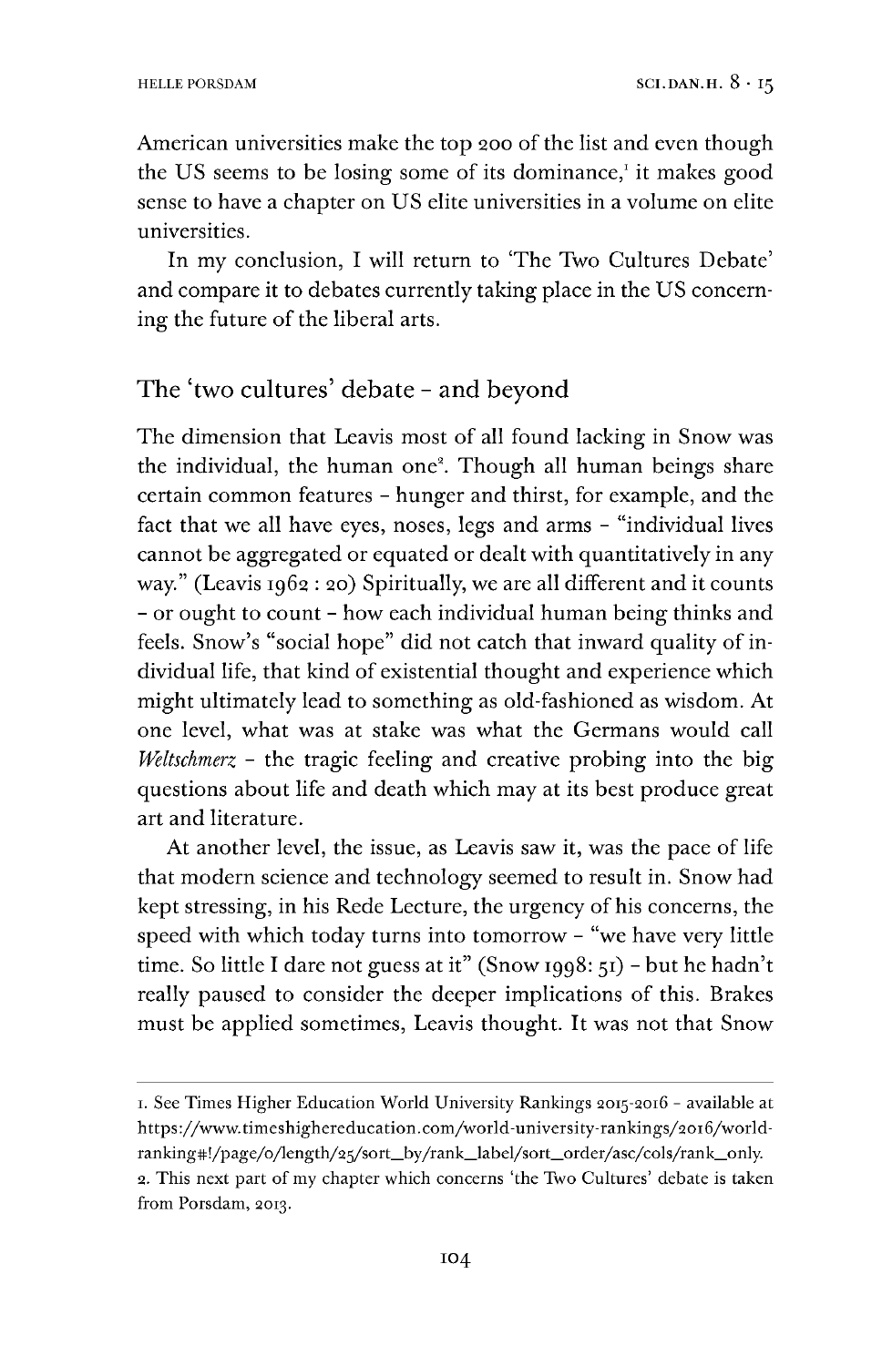American universities make the top 200 of the list and even though the US seems to be losing some of its dominance,[1] it makes good sense to have a chapter on US elite universities in a volume on elite universities.

In my conclusion, I will return to 'The Two Cultures Debate' and compare it to debates currently taking place in the US concerning the future of the liberal arts.

## The 'two cultures' debate – and beyond

The dimension that Leavis most of all found lacking in Snow was the individual, the human one[2]. Though all human beings share certain common features – hunger and thirst, for example, and the fact that we all have eyes, noses, legs and arms – "individual lives cannot be aggregated or equated or dealt with quantitatively in any way." (Leavis 1962 : 20) Spiritually, we are all different and it counts – or ought to count – how each individual human being thinks and feels. Snow's "social hope" did not catch that inward quality of individual life, that kind of existential thought and experience which might ultimately lead to something as old-fashioned as wisdom. At one level, what was at stake was what the Germans would call *Weltschmerz* – the tragic feeling and creative probing into the big questions about life and death which may at its best produce great art and literature.

At another level, the issue, as Leavis saw it, was the pace of life that modern science and technology seemed to result in. Snow had kept stressing, in his Rede Lecture, the urgency of his concerns, the speed with which today turns into tomorrow – "we have very little time. So little I dare not guess at it" (Snow 1998: 51) – but he hadn't really paused to consider the deeper implications of this. Brakes must be applied sometimes, Leavis thought. It was not that Snow

---

1. See Times Higher Education World University Rankings 2015-2016 – available at https://www.timeshighereducation.com/world-university-rankings/2016/world-ranking#!/page/0/length/25/sort_by/rank_label/sort_order/asc/cols/rank_only.

2. This next part of my chapter which concerns 'the Two Cultures' debate is taken from Porsdam, 2013.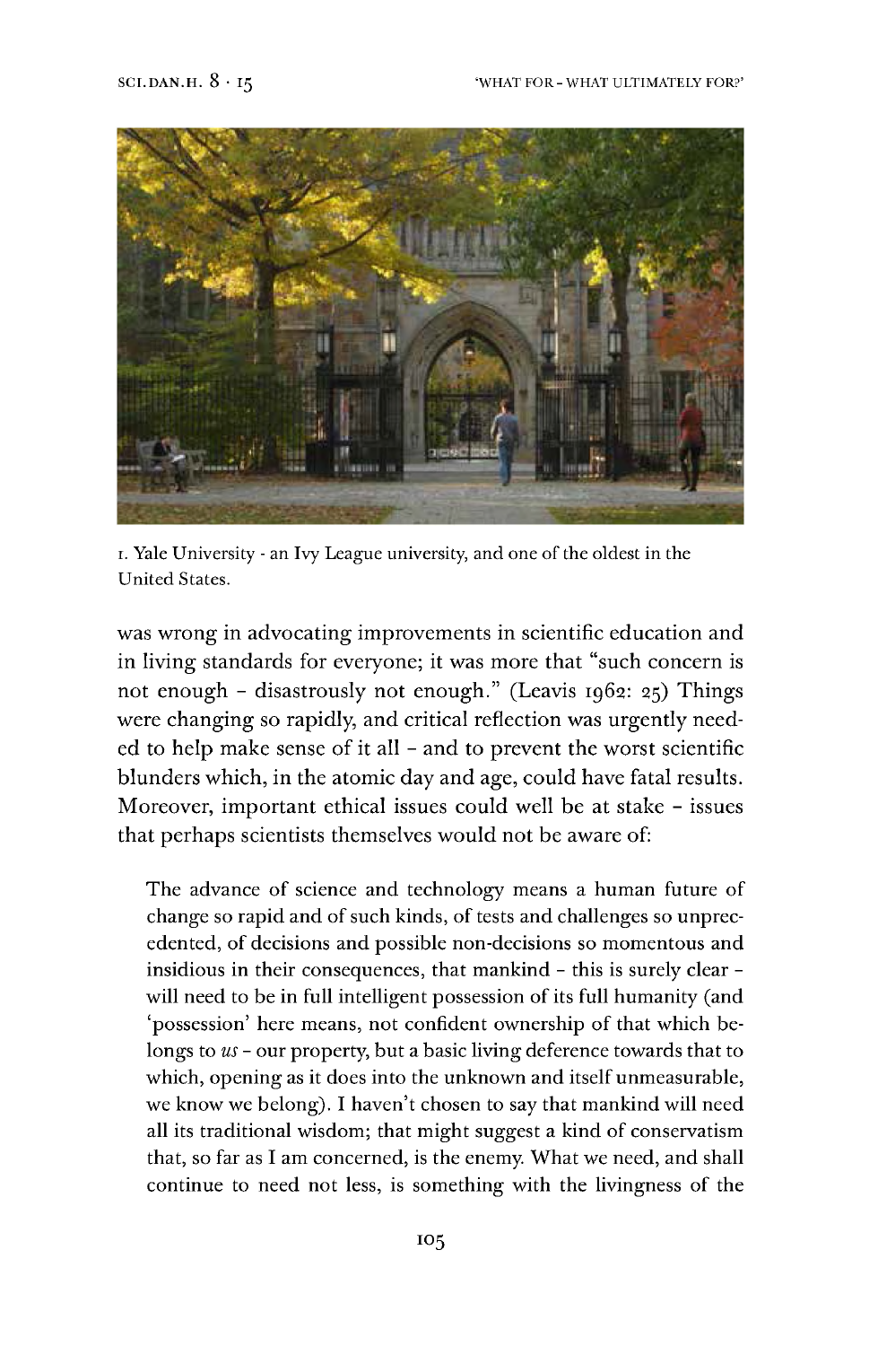1. Yale University - an Ivy League university, and one of the oldest in the United States.

was wrong in advocating improvements in scientific education and in living standards for everyone; it was more that "such concern is not enough – disastrously not enough." (Leavis 1962: 25) Things were changing so rapidly, and critical reflection was urgently needed to help make sense of it all – and to prevent the worst scientific blunders which, in the atomic day and age, could have fatal results. Moreover, important ethical issues could well be at stake – issues that perhaps scientists themselves would not be aware of:

> The advance of science and technology means a human future of change so rapid and of such kinds, of tests and challenges so unprecedented, of decisions and possible non-decisions so momentous and insidious in their consequences, that mankind – this is surely clear – will need to be in full intelligent possession of its full humanity (and 'possession' here means, not confident ownership of that which belongs to *us* – our property, but a basic living deference towards that to which, opening as it does into the unknown and itself unmeasurable, we know we belong). I haven't chosen to say that mankind will need all its traditional wisdom; that might suggest a kind of conservatism that, so far as I am concerned, is the enemy. What we need, and shall continue to need not less, is something with the livingness of the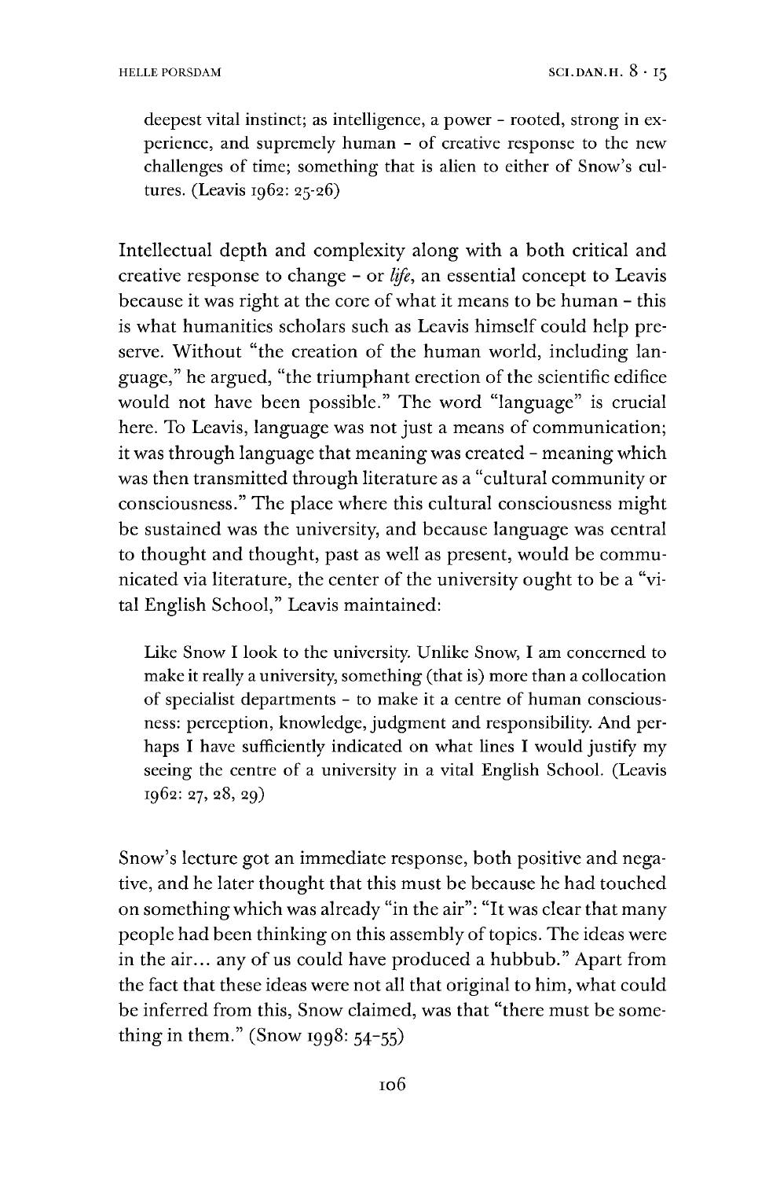> deepest vital instinct; as intelligence, a power – rooted, strong in experience, and supremely human – of creative response to the new challenges of time; something that is alien to either of Snow's cultures. (Leavis 1962: 25-26)

Intellectual depth and complexity along with a both critical and creative response to change – or *life*, an essential concept to Leavis because it was right at the core of what it means to be human – this is what humanities scholars such as Leavis himself could help preserve. Without "the creation of the human world, including language," he argued, "the triumphant erection of the scientific edifice would not have been possible." The word "language" is crucial here. To Leavis, language was not just a means of communication; it was through language that meaning was created – meaning which was then transmitted through literature as a "cultural community or consciousness." The place where this cultural consciousness might be sustained was the university, and because language was central to thought and thought, past as well as present, would be communicated via literature, the center of the university ought to be a "vital English School," Leavis maintained:

> Like Snow I look to the university. Unlike Snow, I am concerned to make it really a university, something (that is) more than a collocation of specialist departments – to make it a centre of human consciousness: perception, knowledge, judgment and responsibility. And perhaps I have sufficiently indicated on what lines I would justify my seeing the centre of a university in a vital English School. (Leavis 1962: 27, 28, 29)

Snow's lecture got an immediate response, both positive and negative, and he later thought that this must be because he had touched on something which was already "in the air": "It was clear that many people had been thinking on this assembly of topics. The ideas were in the air... any of us could have produced a hubbub." Apart from the fact that these ideas were not all that original to him, what could be inferred from this, Snow claimed, was that "there must be something in them." (Snow 1998: 54-55)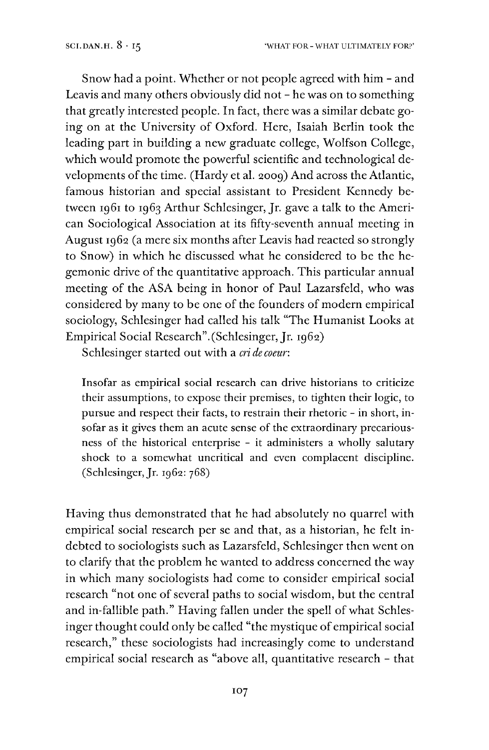Snow had a point. Whether or not people agreed with him – and Leavis and many others obviously did not – he was on to something that greatly interested people. In fact, there was a similar debate going on at the University of Oxford. Here, Isaiah Berlin took the leading part in building a new graduate college, Wolfson College, which would promote the powerful scientific and technological developments of the time. (Hardy et al. 2009) And across the Atlantic, famous historian and special assistant to President Kennedy between 1961 to 1963 Arthur Schlesinger, Jr. gave a talk to the American Sociological Association at its fifty-seventh annual meeting in August 1962 (a mere six months after Leavis had reacted so strongly to Snow) in which he discussed what he considered to be the hegemonic drive of the quantitative approach. This particular annual meeting of the ASA being in honor of Paul Lazarsfeld, who was considered by many to be one of the founders of modern empirical sociology, Schlesinger had called his talk "The Humanist Looks at Empirical Social Research".(Schlesinger, Jr. 1962)

Schlesinger started out with a *cri de coeur*:

> Insofar as empirical social research can drive historians to criticize their assumptions, to expose their premises, to tighten their logic, to pursue and respect their facts, to restrain their rhetoric – in short, insofar as it gives them an acute sense of the extraordinary precariousness of the historical enterprise – it administers a wholly salutary shock to a somewhat uncritical and even complacent discipline. (Schlesinger, Jr. 1962: 768)

Having thus demonstrated that he had absolutely no quarrel with empirical social research per se and that, as a historian, he felt indebted to sociologists such as Lazarsfeld, Schlesinger then went on to clarify that the problem he wanted to address concerned the way in which many sociologists had come to consider empirical social research "not one of several paths to social wisdom, but the central and in-fallible path." Having fallen under the spell of what Schlesinger thought could only be called "the mystique of empirical social research," these sociologists had increasingly come to understand empirical social research as "above all, quantitative research – that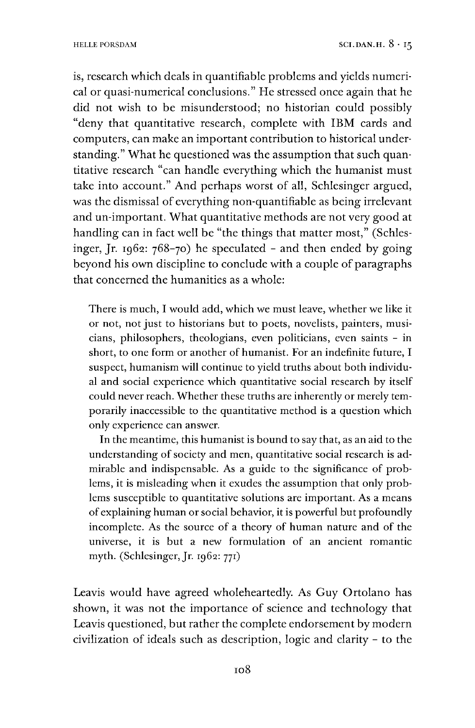is, research which deals in quantifiable problems and yields numerical or quasi-numerical conclusions." He stressed once again that he did not wish to be misunderstood; no historian could possibly "deny that quantitative research, complete with IBM cards and computers, can make an important contribution to historical understanding." What he questioned was the assumption that such quantitative research "can handle everything which the humanist must take into account." And perhaps worst of all, Schlesinger argued, was the dismissal of everything non-quantifiable as being irrelevant and un-important. What quantitative methods are not very good at handling can in fact well be "the things that matter most," (Schlesinger, Jr. 1962: 768–70) he speculated – and then ended by going beyond his own discipline to conclude with a couple of paragraphs that concerned the humanities as a whole:

> There is much, I would add, which we must leave, whether we like it or not, not just to historians but to poets, novelists, painters, musicians, philosophers, theologians, even politicians, even saints – in short, to one form or another of humanist. For an indefinite future, I suspect, humanism will continue to yield truths about both individual and social experience which quantitative social research by itself could never reach. Whether these truths are inherently or merely temporarily inaccessible to the quantitative method is a question which only experience can answer.
>
> In the meantime, this humanist is bound to say that, as an aid to the understanding of society and men, quantitative social research is admirable and indispensable. As a guide to the significance of problems, it is misleading when it exudes the assumption that only problems susceptible to quantitative solutions are important. As a means of explaining human or social behavior, it is powerful but profoundly incomplete. As the source of a theory of human nature and of the universe, it is but a new formulation of an ancient romantic myth. (Schlesinger, Jr. 1962: 771)

Leavis would have agreed wholeheartedly. As Guy Ortolano has shown, it was not the importance of science and technology that Leavis questioned, but rather the complete endorsement by modern civilization of ideals such as description, logic and clarity – to the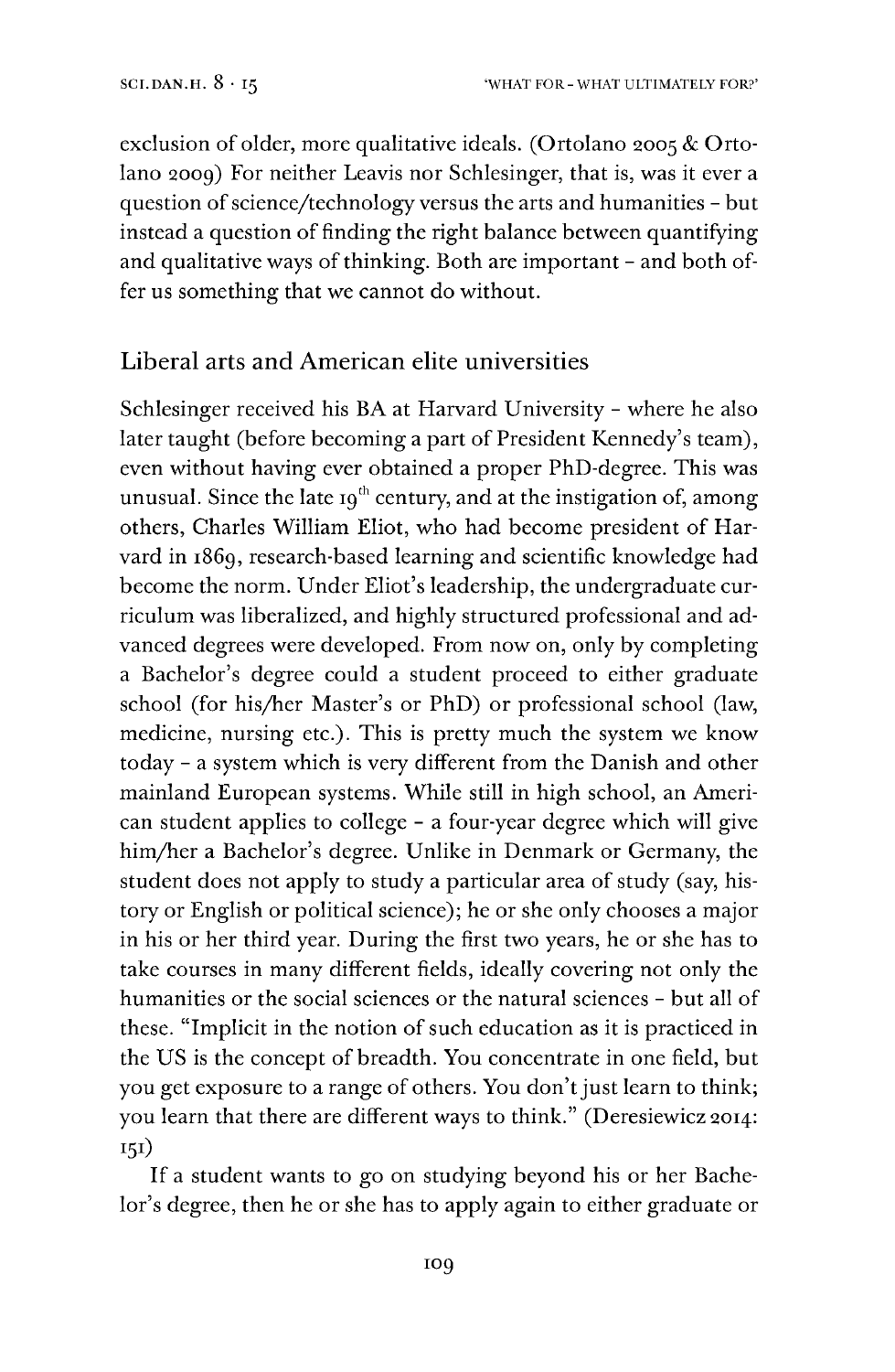exclusion of older, more qualitative ideals. (Ortolano 2005 & Ortolano 2009) For neither Leavis nor Schlesinger, that is, was it ever a question of science/technology versus the arts and humanities – but instead a question of finding the right balance between quantifying and qualitative ways of thinking. Both are important – and both offer us something that we cannot do without.

## Liberal arts and American elite universities

Schlesinger received his BA at Harvard University – where he also later taught (before becoming a part of President Kennedy's team), even without having ever obtained a proper PhD-degree. This was unusual. Since the late 19th century, and at the instigation of, among others, Charles William Eliot, who had become president of Harvard in 1869, research-based learning and scientific knowledge had become the norm. Under Eliot's leadership, the undergraduate curriculum was liberalized, and highly structured professional and advanced degrees were developed. From now on, only by completing a Bachelor's degree could a student proceed to either graduate school (for his/her Master's or PhD) or professional school (law, medicine, nursing etc.). This is pretty much the system we know today – a system which is very different from the Danish and other mainland European systems. While still in high school, an American student applies to college – a four-year degree which will give him/her a Bachelor's degree. Unlike in Denmark or Germany, the student does not apply to study a particular area of study (say, history or English or political science); he or she only chooses a major in his or her third year. During the first two years, he or she has to take courses in many different fields, ideally covering not only the humanities or the social sciences or the natural sciences – but all of these. "Implicit in the notion of such education as it is practiced in the US is the concept of breadth. You concentrate in one field, but you get exposure to a range of others. You don't just learn to think; you learn that there are different ways to think." (Deresiewicz 2014: 151)

If a student wants to go on studying beyond his or her Bachelor's degree, then he or she has to apply again to either graduate or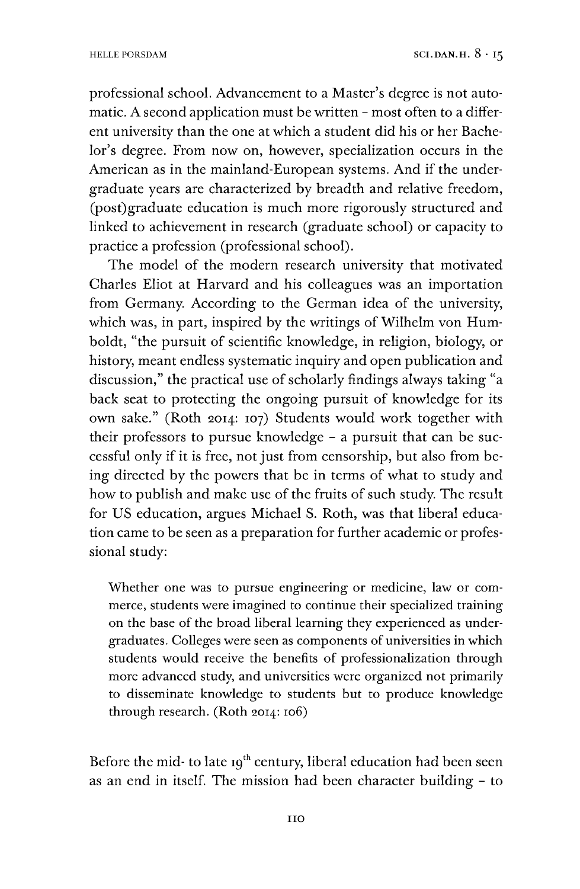professional school. Advancement to a Master's degree is not automatic. A second application must be written – most often to a different university than the one at which a student did his or her Bachelor's degree. From now on, however, specialization occurs in the American as in the mainland-European systems. And if the undergraduate years are characterized by breadth and relative freedom, (post)graduate education is much more rigorously structured and linked to achievement in research (graduate school) or capacity to practice a profession (professional school).

The model of the modern research university that motivated Charles Eliot at Harvard and his colleagues was an importation from Germany. According to the German idea of the university, which was, in part, inspired by the writings of Wilhelm von Humboldt, "the pursuit of scientific knowledge, in religion, biology, or history, meant endless systematic inquiry and open publication and discussion," the practical use of scholarly findings always taking "a back seat to protecting the ongoing pursuit of knowledge for its own sake." (Roth 2014: 107) Students would work together with their professors to pursue knowledge – a pursuit that can be successful only if it is free, not just from censorship, but also from being directed by the powers that be in terms of what to study and how to publish and make use of the fruits of such study. The result for US education, argues Michael S. Roth, was that liberal education came to be seen as a preparation for further academic or professional study:

> Whether one was to pursue engineering or medicine, law or commerce, students were imagined to continue their specialized training on the base of the broad liberal learning they experienced as undergraduates. Colleges were seen as components of universities in which students would receive the benefits of professionalization through more advanced study, and universities were organized not primarily to disseminate knowledge to students but to produce knowledge through research. (Roth 2014: 106)

Before the mid- to late 19th century, liberal education had been seen as an end in itself. The mission had been character building – to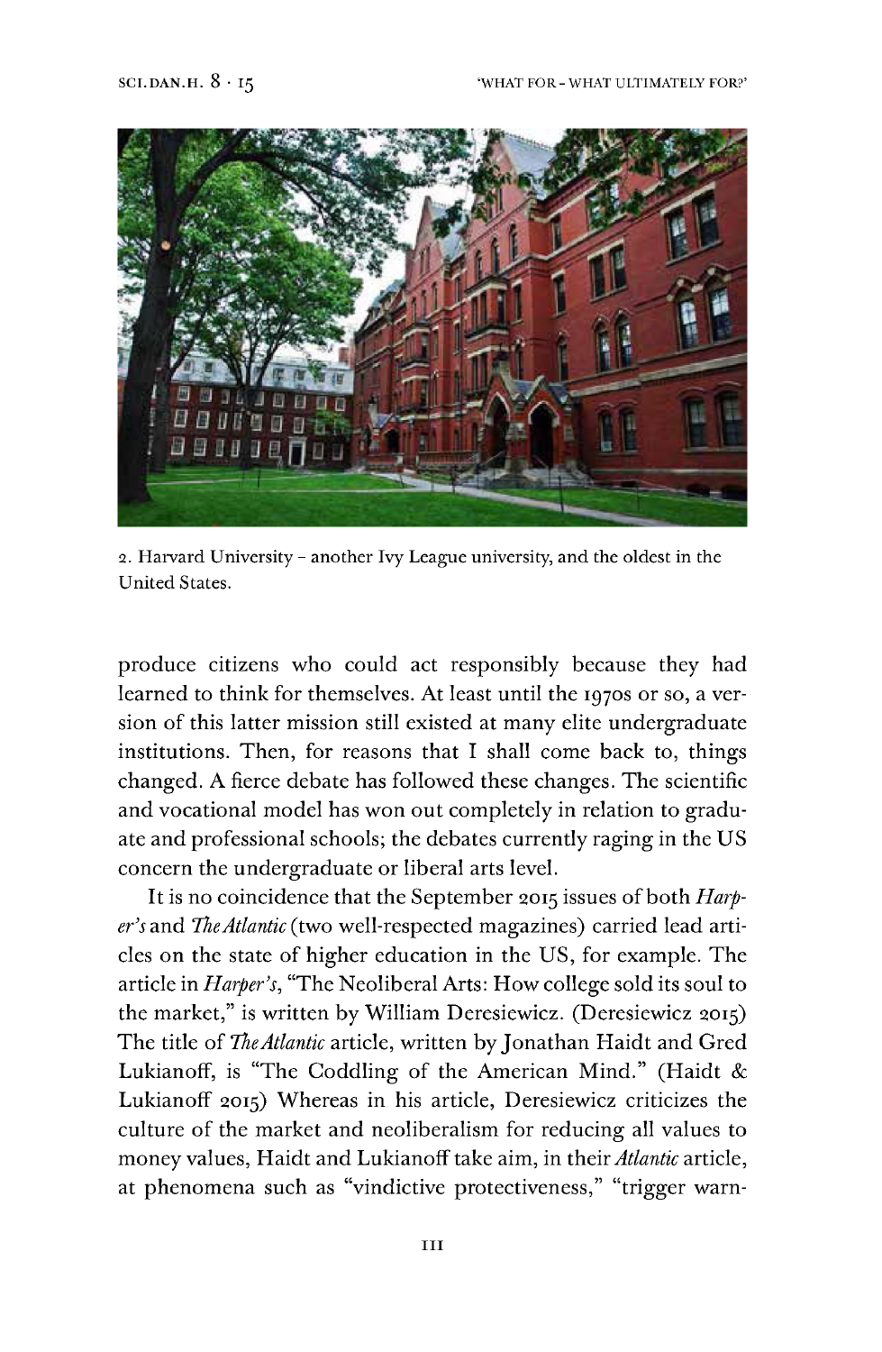2. Harvard University – another Ivy League university, and the oldest in the United States.

produce citizens who could act responsibly because they had learned to think for themselves. At least until the 1970s or so, a version of this latter mission still existed at many elite undergraduate institutions. Then, for reasons that I shall come back to, things changed. A fierce debate has followed these changes. The scientific and vocational model has won out completely in relation to graduate and professional schools; the debates currently raging in the US concern the undergraduate or liberal arts level.

It is no coincidence that the September 2015 issues of both *Harper's* and *The Atlantic* (two well-respected magazines) carried lead articles on the state of higher education in the US, for example. The article in *Harper's*, "The Neoliberal Arts: How college sold its soul to the market," is written by William Deresiewicz. (Deresiewicz 2015) The title of *The Atlantic* article, written by Jonathan Haidt and Gred Lukianoff, is "The Coddling of the American Mind." (Haidt & Lukianoff 2015) Whereas in his article, Deresiewicz criticizes the culture of the market and neoliberalism for reducing all values to money values, Haidt and Lukianoff take aim, in their *Atlantic* article, at phenomena such as "vindictive protectiveness," "trigger warn-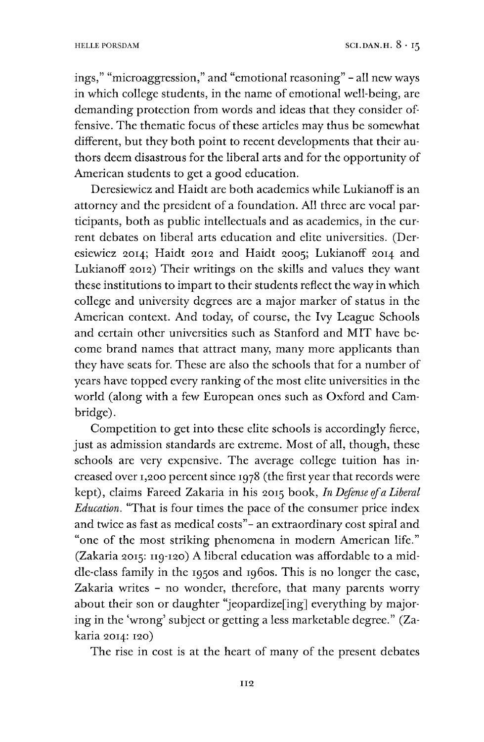ings," "microaggression," and "emotional reasoning" – all new ways in which college students, in the name of emotional well-being, are demanding protection from words and ideas that they consider offensive. The thematic focus of these articles may thus be somewhat different, but they both point to recent developments that their authors deem disastrous for the liberal arts and for the opportunity of American students to get a good education.

Deresiewicz and Haidt are both academics while Lukianoff is an attorney and the president of a foundation. All three are vocal participants, both as public intellectuals and as academics, in the current debates on liberal arts education and elite universities. (Deresiewicz 2014; Haidt 2012 and Haidt 2005; Lukianoff 2014 and Lukianoff 2012) Their writings on the skills and values they want these institutions to impart to their students reflect the way in which college and university degrees are a major marker of status in the American context. And today, of course, the Ivy League Schools and certain other universities such as Stanford and MIT have become brand names that attract many, many more applicants than they have seats for. These are also the schools that for a number of years have topped every ranking of the most elite universities in the world (along with a few European ones such as Oxford and Cambridge).

Competition to get into these elite schools is accordingly fierce, just as admission standards are extreme. Most of all, though, these schools are very expensive. The average college tuition has increased over 1,200 percent since 1978 (the first year that records were kept), claims Fareed Zakaria in his 2015 book, *In Defense of a Liberal Education*. "That is four times the pace of the consumer price index and twice as fast as medical costs"– an extraordinary cost spiral and "one of the most striking phenomena in modern American life." (Zakaria 2015: 119-120) A liberal education was affordable to a middle-class family in the 1950s and 1960s. This is no longer the case, Zakaria writes – no wonder, therefore, that many parents worry about their son or daughter "jeopardize[ing] everything by majoring in the 'wrong' subject or getting a less marketable degree." (Zakaria 2014: 120)

The rise in cost is at the heart of many of the present debates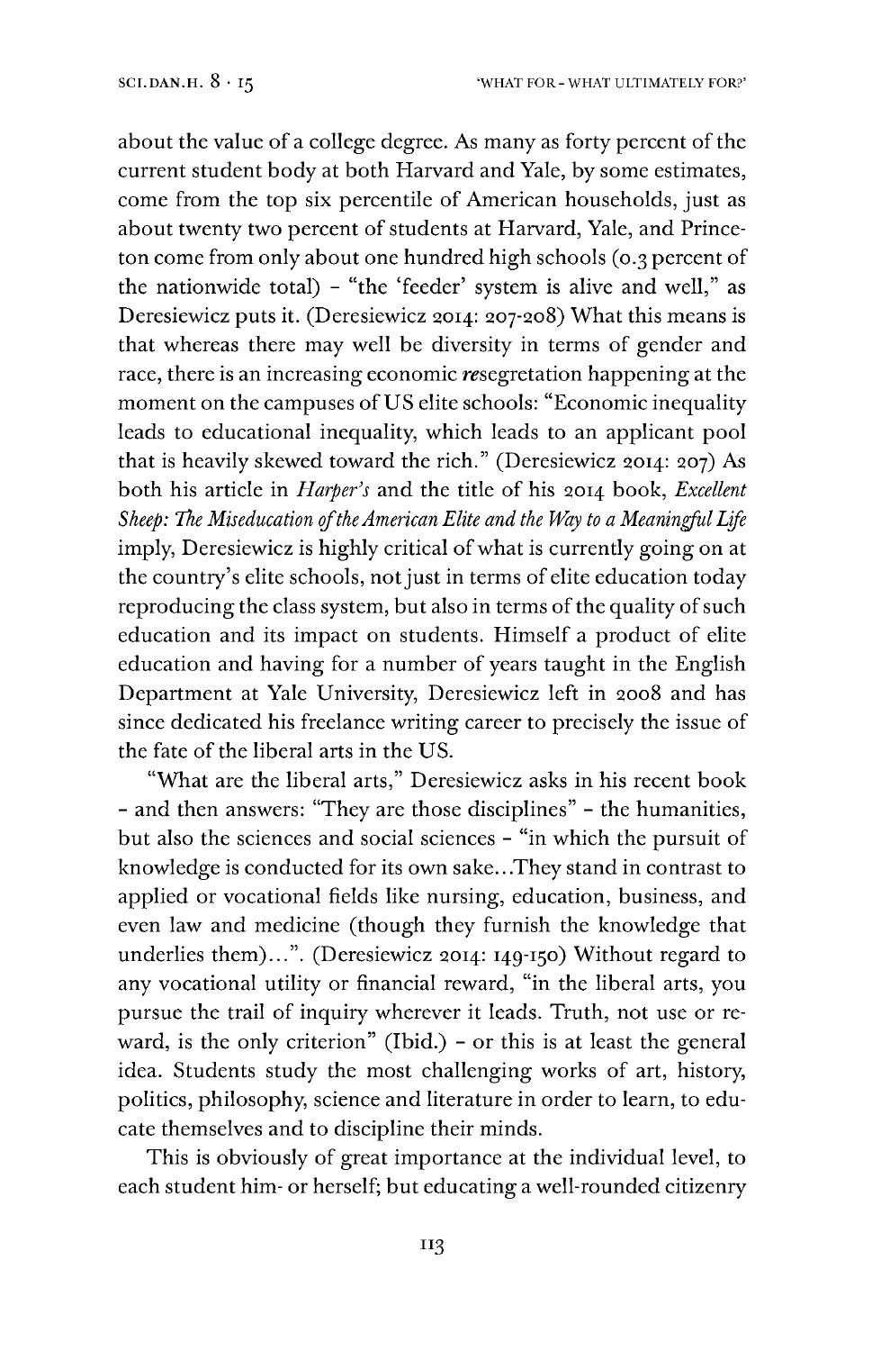about the value of a college degree. As many as forty percent of the current student body at both Harvard and Yale, by some estimates, come from the top six percentile of American households, just as about twenty two percent of students at Harvard, Yale, and Princeton come from only about one hundred high schools (0.3 percent of the nationwide total) – "the 'feeder' system is alive and well," as Deresiewicz puts it. (Deresiewicz 2014: 207-208) What this means is that whereas there may well be diversity in terms of gender and race, there is an increasing economic *re*segretation happening at the moment on the campuses of US elite schools: "Economic inequality leads to educational inequality, which leads to an applicant pool that is heavily skewed toward the rich." (Deresiewicz 2014: 207) As both his article in *Harper's* and the title of his 2014 book, *Excellent Sheep: The Miseducation of the American Elite and the Way to a Meaningful Life* imply, Deresiewicz is highly critical of what is currently going on at the country's elite schools, not just in terms of elite education today reproducing the class system, but also in terms of the quality of such education and its impact on students. Himself a product of elite education and having for a number of years taught in the English Department at Yale University, Deresiewicz left in 2008 and has since dedicated his freelance writing career to precisely the issue of the fate of the liberal arts in the US.

"What are the liberal arts," Deresiewicz asks in his recent book – and then answers: "They are those disciplines" – the humanities, but also the sciences and social sciences – "in which the pursuit of knowledge is conducted for its own sake...They stand in contrast to applied or vocational fields like nursing, education, business, and even law and medicine (though they furnish the knowledge that underlies them)...". (Deresiewicz 2014: 149-150) Without regard to any vocational utility or financial reward, "in the liberal arts, you pursue the trail of inquiry wherever it leads. Truth, not use or reward, is the only criterion" (Ibid.) – or this is at least the general idea. Students study the most challenging works of art, history, politics, philosophy, science and literature in order to learn, to educate themselves and to discipline their minds.

This is obviously of great importance at the individual level, to each student him- or herself; but educating a well-rounded citizenry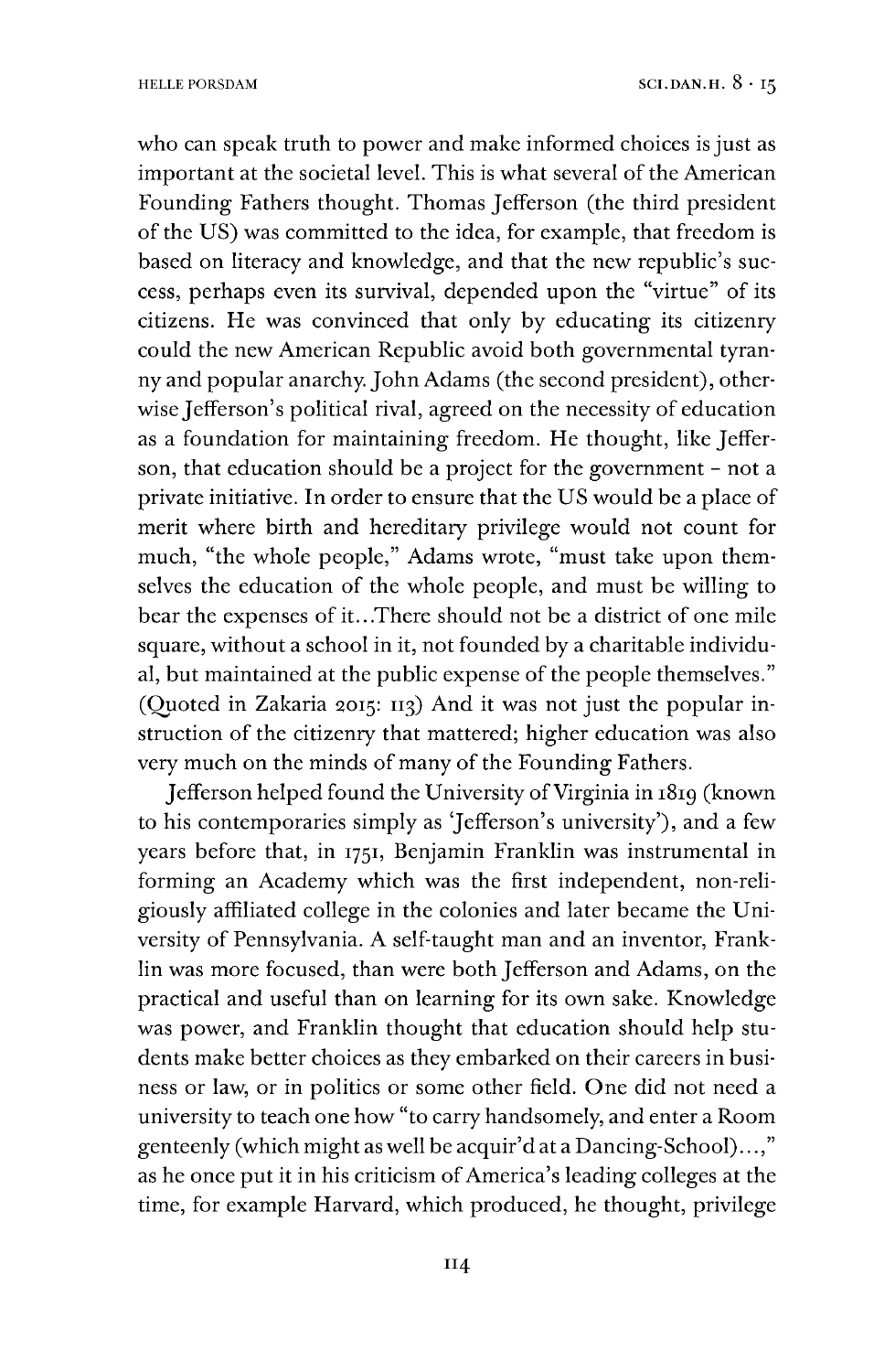who can speak truth to power and make informed choices is just as important at the societal level. This is what several of the American Founding Fathers thought. Thomas Jefferson (the third president of the US) was committed to the idea, for example, that freedom is based on literacy and knowledge, and that the new republic's success, perhaps even its survival, depended upon the "virtue" of its citizens. He was convinced that only by educating its citizenry could the new American Republic avoid both governmental tyranny and popular anarchy. John Adams (the second president), otherwise Jefferson's political rival, agreed on the necessity of education as a foundation for maintaining freedom. He thought, like Jefferson, that education should be a project for the government – not a private initiative. In order to ensure that the US would be a place of merit where birth and hereditary privilege would not count for much, "the whole people," Adams wrote, "must take upon themselves the education of the whole people, and must be willing to bear the expenses of it...There should not be a district of one mile square, without a school in it, not founded by a charitable individual, but maintained at the public expense of the people themselves." (Quoted in Zakaria 2015: 113) And it was not just the popular instruction of the citizenry that mattered; higher education was also very much on the minds of many of the Founding Fathers.

Jefferson helped found the University of Virginia in 1819 (known to his contemporaries simply as 'Jefferson's university'), and a few years before that, in 1751, Benjamin Franklin was instrumental in forming an Academy which was the first independent, non-religiously affiliated college in the colonies and later became the University of Pennsylvania. A self-taught man and an inventor, Franklin was more focused, than were both Jefferson and Adams, on the practical and useful than on learning for its own sake. Knowledge was power, and Franklin thought that education should help students make better choices as they embarked on their careers in business or law, or in politics or some other field. One did not need a university to teach one how "to carry handsomely, and enter a Room genteenly (which might as well be acquir'd at a Dancing-School)...," as he once put it in his criticism of America's leading colleges at the time, for example Harvard, which produced, he thought, privilege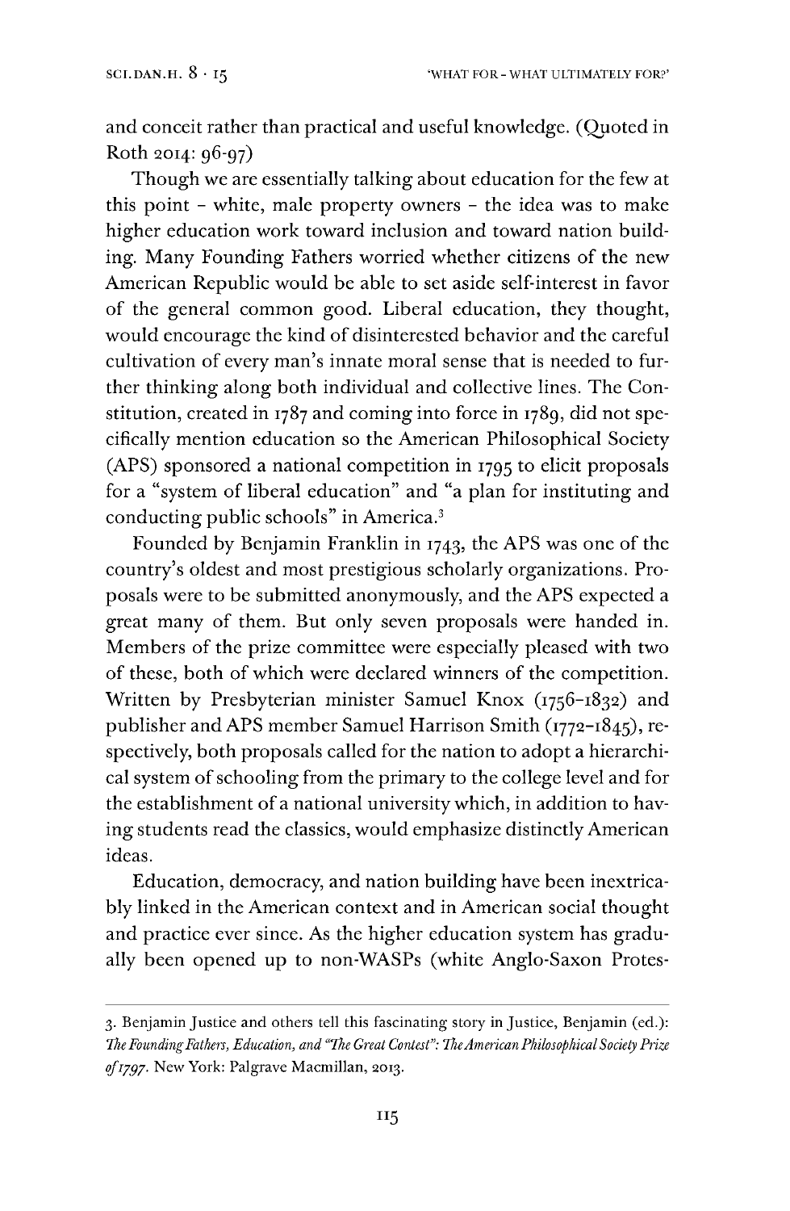and conceit rather than practical and useful knowledge. (Quoted in Roth 2014: 96-97)

Though we are essentially talking about education for the few at this point – white, male property owners – the idea was to make higher education work toward inclusion and toward nation building. Many Founding Fathers worried whether citizens of the new American Republic would be able to set aside self-interest in favor of the general common good. Liberal education, they thought, would encourage the kind of disinterested behavior and the careful cultivation of every man's innate moral sense that is needed to further thinking along both individual and collective lines. The Constitution, created in 1787 and coming into force in 1789, did not specifically mention education so the American Philosophical Society (APS) sponsored a national competition in 1795 to elicit proposals for a "system of liberal education" and "a plan for instituting and conducting public schools" in America.[3]

Founded by Benjamin Franklin in 1743, the APS was one of the country's oldest and most prestigious scholarly organizations. Proposals were to be submitted anonymously, and the APS expected a great many of them. But only seven proposals were handed in. Members of the prize committee were especially pleased with two of these, both of which were declared winners of the competition. Written by Presbyterian minister Samuel Knox (1756–1832) and publisher and APS member Samuel Harrison Smith (1772–1845), respectively, both proposals called for the nation to adopt a hierarchical system of schooling from the primary to the college level and for the establishment of a national university which, in addition to having students read the classics, would emphasize distinctly American ideas.

Education, democracy, and nation building have been inextricably linked in the American context and in American social thought and practice ever since. As the higher education system has gradually been opened up to non-WASPs (white Anglo-Saxon Protes-

3. Benjamin Justice and others tell this fascinating story in Justice, Benjamin (ed.): *The Founding Fathers, Education, and "The Great Contest": The American Philosophical Society Prize of 1797*. New York: Palgrave Macmillan, 2013.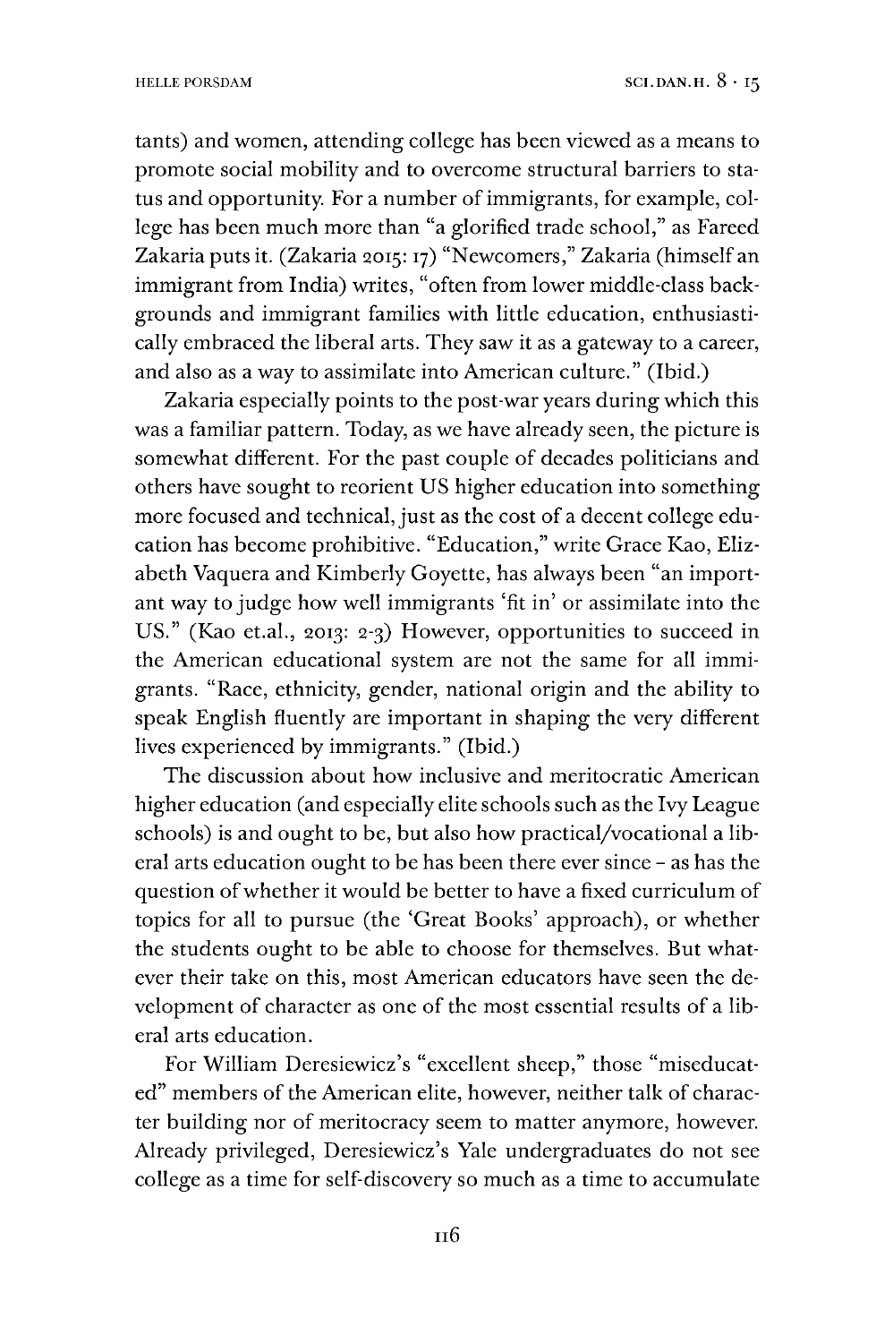tants) and women, attending college has been viewed as a means to promote social mobility and to overcome structural barriers to status and opportunity. For a number of immigrants, for example, college has been much more than "a glorified trade school," as Fareed Zakaria puts it. (Zakaria 2015: 17) "Newcomers," Zakaria (himself an immigrant from India) writes, "often from lower middle-class backgrounds and immigrant families with little education, enthusiastically embraced the liberal arts. They saw it as a gateway to a career, and also as a way to assimilate into American culture." (Ibid.)

Zakaria especially points to the post-war years during which this was a familiar pattern. Today, as we have already seen, the picture is somewhat different. For the past couple of decades politicians and others have sought to reorient US higher education into something more focused and technical, just as the cost of a decent college education has become prohibitive. "Education," write Grace Kao, Elizabeth Vaquera and Kimberly Goyette, has always been "an important way to judge how well immigrants 'fit in' or assimilate into the US." (Kao et.al., 2013: 2-3) However, opportunities to succeed in the American educational system are not the same for all immigrants. "Race, ethnicity, gender, national origin and the ability to speak English fluently are important in shaping the very different lives experienced by immigrants." (Ibid.)

The discussion about how inclusive and meritocratic American higher education (and especially elite schools such as the Ivy League schools) is and ought to be, but also how practical/vocational a liberal arts education ought to be has been there ever since – as has the question of whether it would be better to have a fixed curriculum of topics for all to pursue (the 'Great Books' approach), or whether the students ought to be able to choose for themselves. But whatever their take on this, most American educators have seen the development of character as one of the most essential results of a liberal arts education.

For William Deresiewicz's "excellent sheep," those "miseducated" members of the American elite, however, neither talk of character building nor of meritocracy seem to matter anymore, however. Already privileged, Deresiewicz's Yale undergraduates do not see college as a time for self-discovery so much as a time to accumulate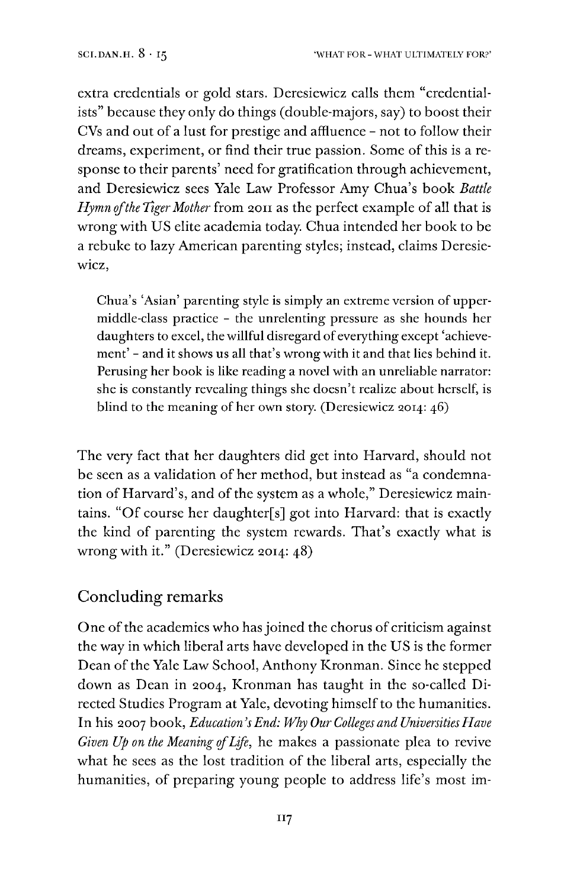extra credentials or gold stars. Deresiewicz calls them "credentialists" because they only do things (double-majors, say) to boost their CVs and out of a lust for prestige and affluence – not to follow their dreams, experiment, or find their true passion. Some of this is a response to their parents' need for gratification through achievement, and Deresiewicz sees Yale Law Professor Amy Chua's book *Battle Hymn of the Tiger Mother* from 2011 as the perfect example of all that is wrong with US elite academia today. Chua intended her book to be a rebuke to lazy American parenting styles; instead, claims Deresiewicz,

> Chua's 'Asian' parenting style is simply an extreme version of upper-middle-class practice – the unrelenting pressure as she hounds her daughters to excel, the willful disregard of everything except 'achievement' – and it shows us all that's wrong with it and that lies behind it. Perusing her book is like reading a novel with an unreliable narrator: she is constantly revealing things she doesn't realize about herself, is blind to the meaning of her own story. (Deresiewicz 2014: 46)

The very fact that her daughters did get into Harvard, should not be seen as a validation of her method, but instead as "a condemnation of Harvard's, and of the system as a whole," Deresiewicz maintains. "Of course her daughter[s] got into Harvard: that is exactly the kind of parenting the system rewards. That's exactly what is wrong with it." (Deresiewicz 2014: 48)

## Concluding remarks

One of the academics who has joined the chorus of criticism against the way in which liberal arts have developed in the US is the former Dean of the Yale Law School, Anthony Kronman. Since he stepped down as Dean in 2004, Kronman has taught in the so-called Directed Studies Program at Yale, devoting himself to the humanities. In his 2007 book, *Education's End: Why Our Colleges and Universities Have Given Up on the Meaning of Life*, he makes a passionate plea to revive what he sees as the lost tradition of the liberal arts, especially the humanities, of preparing young people to address life's most im-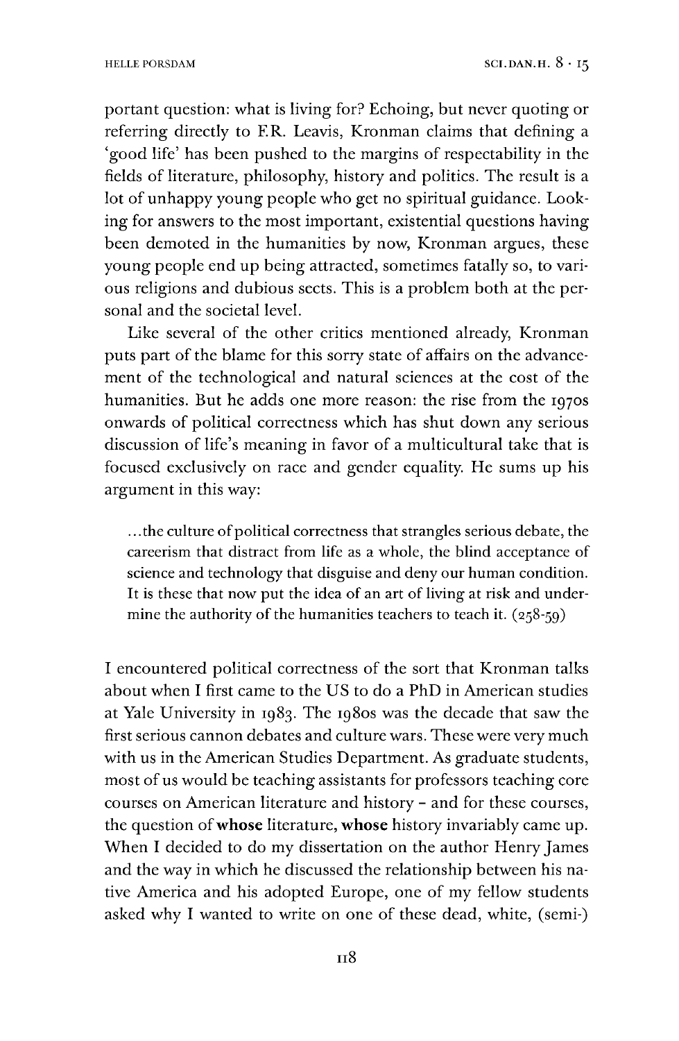portant question: what is living for? Echoing, but never quoting or referring directly to F.R. Leavis, Kronman claims that defining a 'good life' has been pushed to the margins of respectability in the fields of literature, philosophy, history and politics. The result is a lot of unhappy young people who get no spiritual guidance. Looking for answers to the most important, existential questions having been demoted in the humanities by now, Kronman argues, these young people end up being attracted, sometimes fatally so, to various religions and dubious sects. This is a problem both at the personal and the societal level.

Like several of the other critics mentioned already, Kronman puts part of the blame for this sorry state of affairs on the advancement of the technological and natural sciences at the cost of the humanities. But he adds one more reason: the rise from the 1970s onwards of political correctness which has shut down any serious discussion of life's meaning in favor of a multicultural take that is focused exclusively on race and gender equality. He sums up his argument in this way:

> ...the culture of political correctness that strangles serious debate, the careerism that distract from life as a whole, the blind acceptance of science and technology that disguise and deny our human condition. It is these that now put the idea of an art of living at risk and undermine the authority of the humanities teachers to teach it. (258-59)

I encountered political correctness of the sort that Kronman talks about when I first came to the US to do a PhD in American studies at Yale University in 1983. The 1980s was the decade that saw the first serious cannon debates and culture wars. These were very much with us in the American Studies Department. As graduate students, most of us would be teaching assistants for professors teaching core courses on American literature and history – and for these courses, the question of **whose** literature, **whose** history invariably came up. When I decided to do my dissertation on the author Henry James and the way in which he discussed the relationship between his native America and his adopted Europe, one of my fellow students asked why I wanted to write on one of these dead, white, (semi-)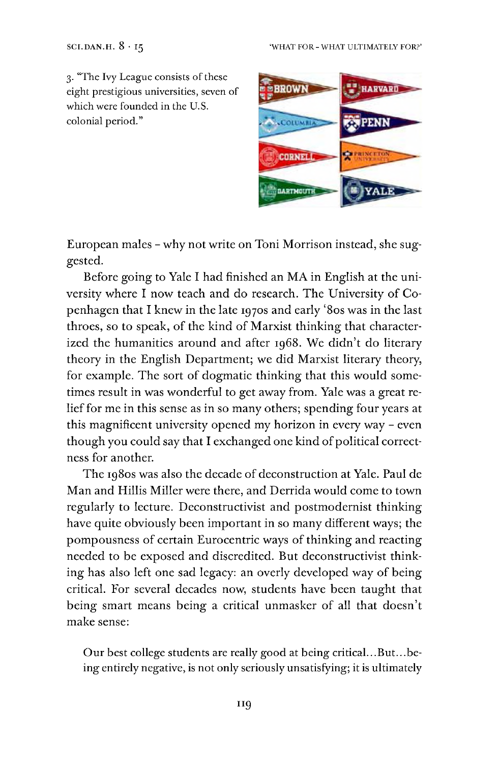3. "The Ivy League consists of these eight prestigious universities, seven of which were founded in the U.S. colonial period."

European males – why not write on Toni Morrison instead, she suggested.

Before going to Yale I had finished an MA in English at the university where I now teach and do research. The University of Copenhagen that I knew in the late 1970s and early '80s was in the last throes, so to speak, of the kind of Marxist thinking that characterized the humanities around and after 1968. We didn't do literary theory in the English Department; we did Marxist literary theory, for example. The sort of dogmatic thinking that this would sometimes result in was wonderful to get away from. Yale was a great relief for me in this sense as in so many others; spending four years at this magnificent university opened my horizon in every way – even though you could say that I exchanged one kind of political correctness for another.

The 1980s was also the decade of deconstruction at Yale. Paul de Man and Hillis Miller were there, and Derrida would come to town regularly to lecture. Deconstructivist and postmodernist thinking have quite obviously been important in so many different ways; the pompousness of certain Eurocentric ways of thinking and reacting needed to be exposed and discredited. But deconstructivist thinking has also left one sad legacy: an overly developed way of being critical. For several decades now, students have been taught that being smart means being a critical unmasker of all that doesn't make sense:

> Our best college students are really good at being critical...But...being entirely negative, is not only seriously unsatisfying; it is ultimately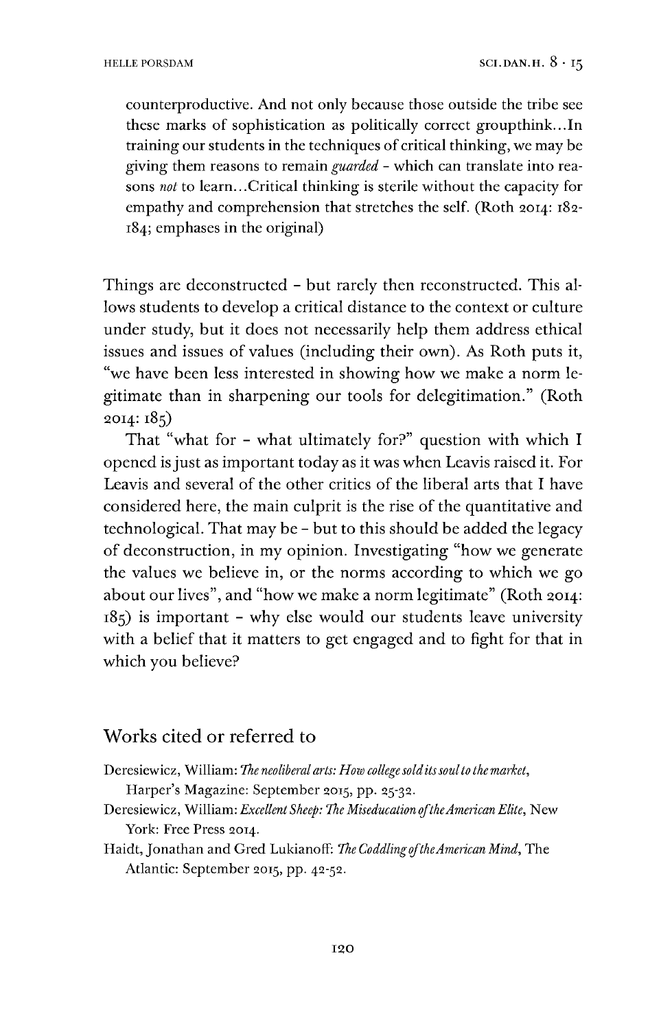> counterproductive. And not only because those outside the tribe see these marks of sophistication as politically correct groupthink…In training our students in the techniques of critical thinking, we may be giving them reasons to remain *guarded* – which can translate into reasons *not* to learn…Critical thinking is sterile without the capacity for empathy and comprehension that stretches the self. (Roth 2014: 182-184; emphases in the original)

Things are deconstructed – but rarely then reconstructed. This allows students to develop a critical distance to the context or culture under study, but it does not necessarily help them address ethical issues and issues of values (including their own). As Roth puts it, "we have been less interested in showing how we make a norm legitimate than in sharpening our tools for delegitimation." (Roth 2014: 185)

That "what for – what ultimately for?" question with which I opened is just as important today as it was when Leavis raised it. For Leavis and several of the other critics of the liberal arts that I have considered here, the main culprit is the rise of the quantitative and technological. That may be – but to this should be added the legacy of deconstruction, in my opinion. Investigating "how we generate the values we believe in, or the norms according to which we go about our lives", and "how we make a norm legitimate" (Roth 2014: 185) is important – why else would our students leave university with a belief that it matters to get engaged and to fight for that in which you believe?

## Works cited or referred to

Deresiewicz, William: *The neoliberal arts: How college sold its soul to the market*, Harper's Magazine: September 2015, pp. 25-32.

Deresiewicz, William: *Excellent Sheep: The Miseducation of the American Elite*, New York: Free Press 2014.

Haidt, Jonathan and Gred Lukianoff: *The Coddling of the American Mind*, The Atlantic: September 2015, pp. 42-52.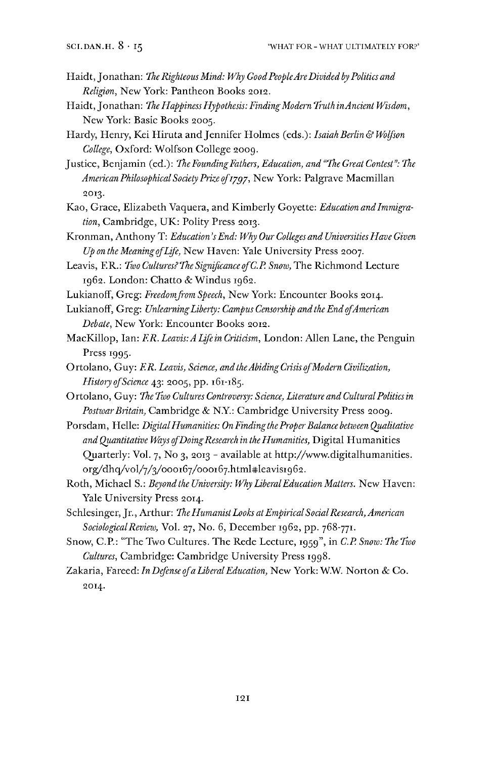Haidt, Jonathan: *The Righteous Mind: Why Good People Are Divided by Politics and Religion*, New York: Pantheon Books 2012.

Haidt, Jonathan: *The Happiness Hypothesis: Finding Modern Truth in Ancient Wisdom*, New York: Basic Books 2005.

Hardy, Henry, Kei Hiruta and Jennifer Holmes (eds.): *Isaiah Berlin & Wolfson College*, Oxford: Wolfson College 2009.

Justice, Benjamin (ed.): *The Founding Fathers, Education, and "The Great Contest": The American Philosophical Society Prize of 1797*, New York: Palgrave Macmillan 2013.

Kao, Grace, Elizabeth Vaquera, and Kimberly Goyette: *Education and Immigration*, Cambridge, UK: Polity Press 2013.

Kronman, Anthony T: *Education's End: Why Our Colleges and Universities Have Given Up on the Meaning of Life*, New Haven: Yale University Press 2007.

Leavis, F.R.: *Two Cultures? The Significance of C.P. Snow*, The Richmond Lecture 1962. London: Chatto & Windus 1962.

Lukianoff, Greg: *Freedom from Speech*, New York: Encounter Books 2014.

Lukianoff, Greg: *Unlearning Liberty: Campus Censorship and the End of American Debate*, New York: Encounter Books 2012.

MacKillop, Ian: *F.R. Leavis: A Life in Criticism*, London: Allen Lane, the Penguin Press 1995.

Ortolano, Guy: *F.R. Leavis, Science, and the Abiding Crisis of Modern Civilization, History of Science* 43: 2005, pp. 161-185.

Ortolano, Guy: *The Two Cultures Controversy: Science, Literature and Cultural Politics in Postwar Britain*, Cambridge & N.Y.: Cambridge University Press 2009.

Porsdam, Helle: *Digital Humanities: On Finding the Proper Balance between Qualitative and Quantitative Ways of Doing Research in the Humanities*, Digital Humanities Quarterly: Vol. 7, No 3, 2013 – available at http://www.digitalhumanities.org/dhq/vol/7/3/000167/000167.html#leavis1962.

Roth, Michael S.: *Beyond the University: Why Liberal Education Matters*. New Haven: Yale University Press 2014.

Schlesinger, Jr., Arthur: *The Humanist Looks at Empirical Social Research, American Sociological Review*, Vol. 27, No. 6, December 1962, pp. 768-771.

Snow, C.P.: "The Two Cultures. The Rede Lecture, 1959", in *C.P. Snow: The Two Cultures*, Cambridge: Cambridge University Press 1998.

Zakaria, Fareed: *In Defense of a Liberal Education*, New York: W.W. Norton & Co. 2014.